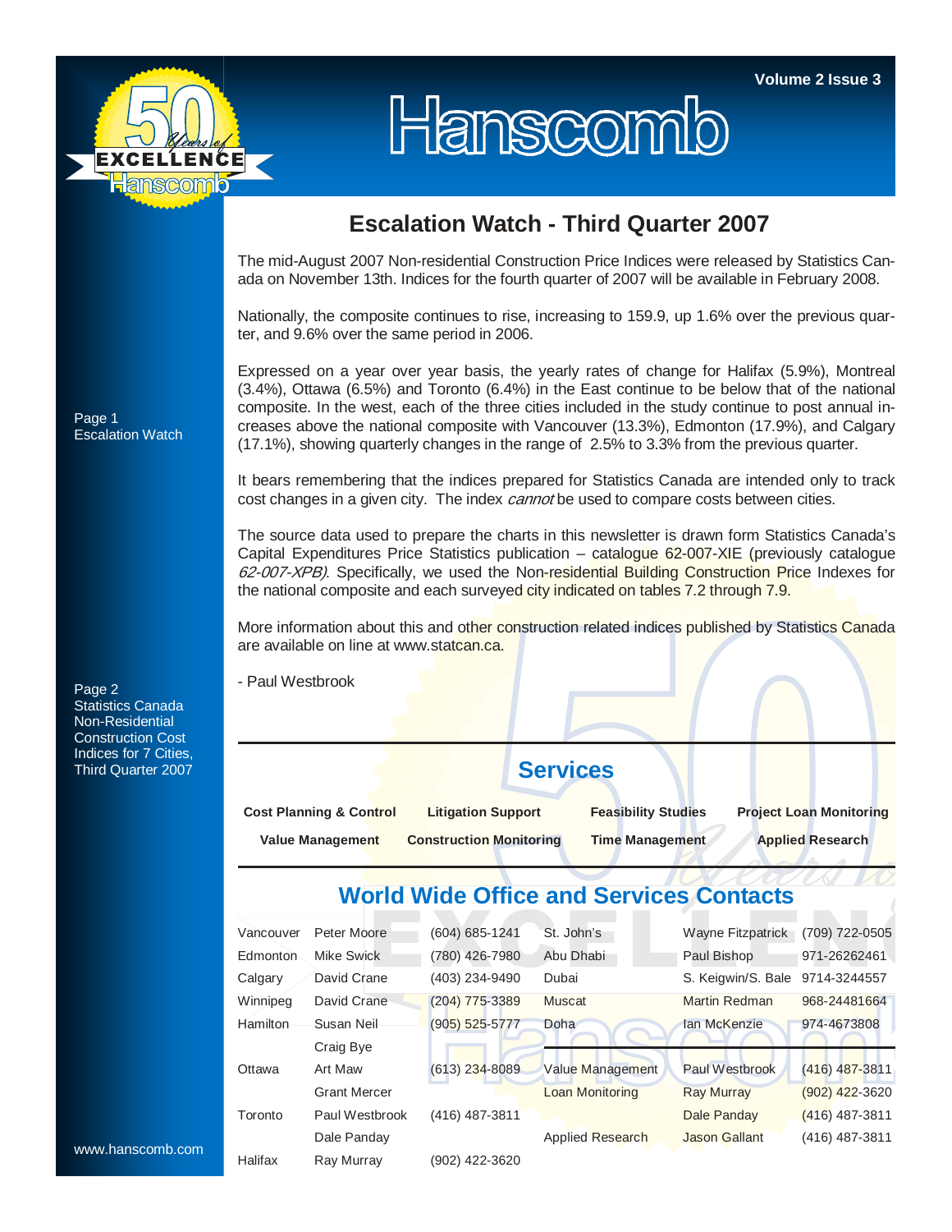# Hanscomb

**Volume 2 Issue 3**

Page 1
Escalation Watch

Page 2
Statistics Canada Non-Residential Construction Cost Indices for 7 Cities, Third Quarter 2007

www.hanscomb.com

## Escalation Watch - Third Quarter 2007

The mid-August 2007 Non-residential Construction Price Indices were released by Statistics Canada on November 13th. Indices for the fourth quarter of 2007 will be available in February 2008.

Nationally, the composite continues to rise, increasing to 159.9, up 1.6% over the previous quarter, and 9.6% over the same period in 2006.

Expressed on a year over year basis, the yearly rates of change for Halifax (5.9%), Montreal (3.4%), Ottawa (6.5%) and Toronto (6.4%) in the East continue to be below that of the national composite. In the west, each of the three cities included in the study continue to post annual increases above the national composite with Vancouver (13.3%), Edmonton (17.9%), and Calgary (17.1%), showing quarterly changes in the range of 2.5% to 3.3% from the previous quarter.

It bears remembering that the indices prepared for Statistics Canada are intended only to track cost changes in a given city. The index *cannot* be used to compare costs between cities.

The source data used to prepare the charts in this newsletter is drawn form Statistics Canada's Capital Expenditures Price Statistics publication – catalogue 62-007-XIE (previously catalogue *62-007-XPB)*. Specifically, we used the Non-residential Building Construction Price Indexes for the national composite and each surveyed city indicated on tables 7.2 through 7.9.

More information about this and other construction related indices published by Statistics Canada are available on line at www.statcan.ca.

- Paul Westbrook

## Services

| | | | |
|---|---|---|---|
| **Cost Planning & Control** | **Litigation Support** | **Feasibility Studies** | **Project Loan Monitoring** |
| **Value Management** | **Construction Monitoring** | **Time Management** | **Applied Research** |

## World Wide Office and Services Contacts

| | | | | | |
|---|---|---|---|---|---|
| Vancouver | Peter Moore | (604) 685-1241 | St. John's | Wayne Fitzpatrick | (709) 722-0505 |
| Edmonton | Mike Swick | (780) 426-7980 | Abu Dhabi | Paul Bishop | 971-26262461 |
| Calgary | David Crane | (403) 234-9490 | Dubai | S. Keigwin/S. Bale | 9714-3244557 |
| Winnipeg | David Crane | (204) 775-3389 | Muscat | Martin Redman | 968-24481664 |
| Hamilton | Susan Neil | (905) 525-5777 | Doha | Ian McKenzie | 974-4673808 |
| | Craig Bye | | | | |
| Ottawa | Art Maw | (613) 234-8089 | Value Management | Paul Westbrook | (416) 487-3811 |
| | Grant Mercer | | Loan Monitoring | Ray Murray | (902) 422-3620 |
| Toronto | Paul Westbrook | (416) 487-3811 | | Dale Panday | (416) 487-3811 |
| | Dale Panday | | Applied Research | Jason Gallant | (416) 487-3811 |
| Halifax | Ray Murray | (902) 422-3620 | | | |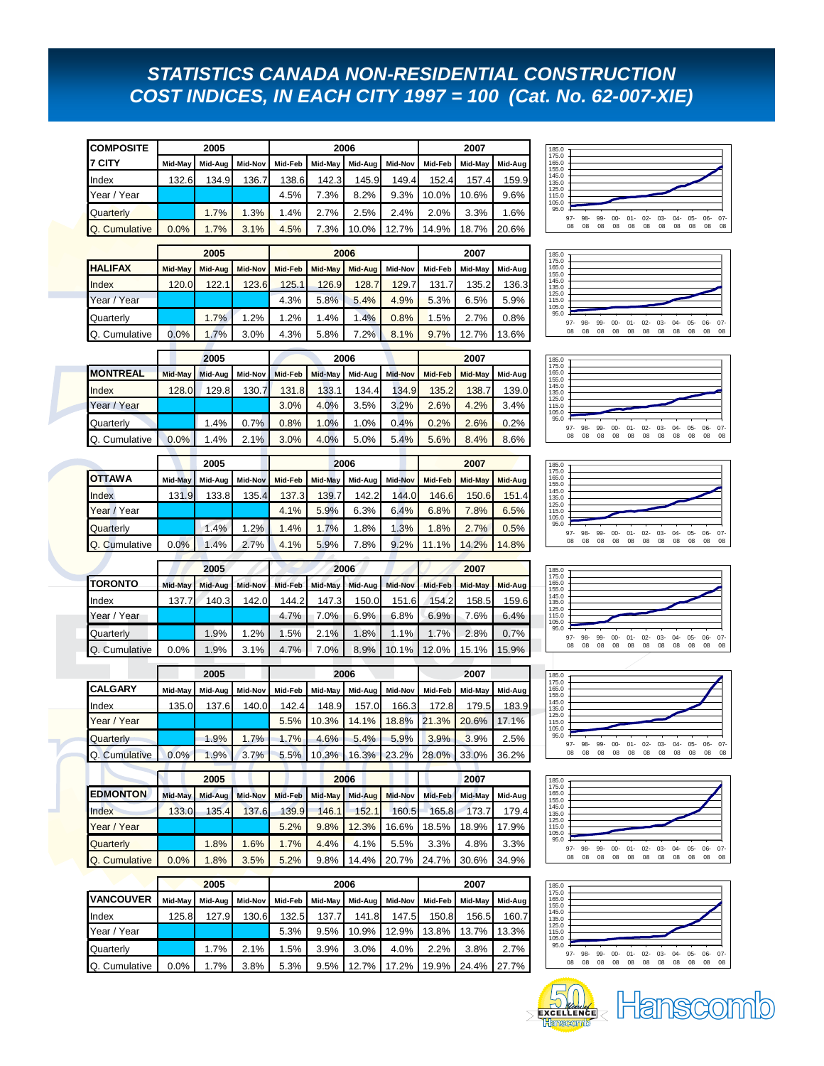# STATISTICS CANADA NON-RESIDENTIAL CONSTRUCTION COST INDICES, IN EACH CITY 1997 = 100 (Cat. No. 62-007-XIE)

| COMPOSITE | 2005 | | | 2006 | | | | 2007 | | |
|---|---|---|---|---|---|---|---|---|---|---|
| 7 CITY | Mid-May | Mid-Aug | Mid-Nov | Mid-Feb | Mid-May | Mid-Aug | Mid-Nov | Mid-Feb | Mid-May | Mid-Aug |
| Index | 132.6 | 134.9 | 136.7 | 138.6 | 142.3 | 145.9 | 149.4 | 152.4 | 157.4 | 159.9 |
| Year / Year | | | | 4.5% | 7.3% | 8.2% | 9.3% | 10.0% | 10.6% | 9.6% |
| Quarterly | | 1.7% | 1.3% | 1.4% | 2.7% | 2.5% | 2.4% | 2.0% | 3.3% | 1.6% |
| Q. Cumulative | 0.0% | 1.7% | 3.1% | 4.5% | 7.3% | 10.0% | 12.7% | 14.9% | 18.7% | 20.6% |

185.0 175.0 165.0 155.0 145.0 135.0 125.0 115.0 105.0 95.0
97-08 98-08 99-08 00-08 01-08 02-08 03-08 04-08 05-08 06-08 07-08

| | 2005 | | | 2006 | | | | 2007 | | |
|---|---|---|---|---|---|---|---|---|---|---|
| HALIFAX | Mid-May | Mid-Aug | Mid-Nov | Mid-Feb | Mid-May | Mid-Aug | Mid-Nov | Mid-Feb | Mid-May | Mid-Aug |
| Index | 120.0 | 122.1 | 123.6 | 125.1 | 126.9 | 128.7 | 129.7 | 131.7 | 135.2 | 136.3 |
| Year / Year | | | | 4.3% | 5.8% | 5.4% | 4.9% | 5.3% | 6.5% | 5.9% |
| Quarterly | | 1.7% | 1.2% | 1.2% | 1.4% | 1.4% | 0.8% | 1.5% | 2.7% | 0.8% |
| Q. Cumulative | 0.0% | 1.7% | 3.0% | 4.3% | 5.8% | 7.2% | 8.1% | 9.7% | 12.7% | 13.6% |

185.0 175.0 165.0 155.0 145.0 135.0 125.0 115.0 105.0 95.0
97-08 98-08 99-08 00-08 01-08 02-08 03-08 04-08 05-08 06-08 07-08

| | 2005 | | | 2006 | | | | 2007 | | |
|---|---|---|---|---|---|---|---|---|---|---|
| MONTREAL | Mid-May | Mid-Aug | Mid-Nov | Mid-Feb | Mid-May | Mid-Aug | Mid-Nov | Mid-Feb | Mid-May | Mid-Aug |
| Index | 128.0 | 129.8 | 130.7 | 131.8 | 133.1 | 134.4 | 134.9 | 135.2 | 138.7 | 139.0 |
| Year / Year | | | | 3.0% | 4.0% | 3.5% | 3.2% | 2.6% | 4.2% | 3.4% |
| Quarterly | | 1.4% | 0.7% | 0.8% | 1.0% | 1.0% | 0.4% | 0.2% | 2.6% | 0.2% |
| Q. Cumulative | 0.0% | 1.4% | 2.1% | 3.0% | 4.0% | 5.0% | 5.4% | 5.6% | 8.4% | 8.6% |

185.0 175.0 165.0 155.0 145.0 135.0 125.0 115.0 105.0 95.0
97-08 98-08 99-08 00-08 01-08 02-08 03-08 04-08 05-08 06-08 07-08

| | 2005 | | | 2006 | | | | 2007 | | |
|---|---|---|---|---|---|---|---|---|---|---|
| OTTAWA | Mid-May | Mid-Aug | Mid-Nov | Mid-Feb | Mid-May | Mid-Aug | Mid-Nov | Mid-Feb | Mid-May | Mid-Aug |
| Index | 131.9 | 133.8 | 135.4 | 137.3 | 139.7 | 142.2 | 144.0 | 146.6 | 150.6 | 151.4 |
| Year / Year | | | | 4.1% | 5.9% | 6.3% | 6.4% | 6.8% | 7.8% | 6.5% |
| Quarterly | | 1.4% | 1.2% | 1.4% | 1.7% | 1.8% | 1.3% | 1.8% | 2.7% | 0.5% |
| Q. Cumulative | 0.0% | 1.4% | 2.7% | 4.1% | 5.9% | 7.8% | 9.2% | 11.1% | 14.2% | 14.8% |

185.0 175.0 165.0 155.0 145.0 135.0 125.0 115.0 105.0 95.0
97-08 98-08 99-08 00-08 01-08 02-08 03-08 04-08 05-08 06-08 07-08

| | 2005 | | | 2006 | | | | 2007 | | |
|---|---|---|---|---|---|---|---|---|---|---|
| TORONTO | Mid-May | Mid-Aug | Mid-Nov | Mid-Feb | Mid-May | Mid-Aug | Mid-Nov | Mid-Feb | Mid-May | Mid-Aug |
| Index | 137.7 | 140.3 | 142.0 | 144.2 | 147.3 | 150.0 | 151.6 | 154.2 | 158.5 | 159.6 |
| Year / Year | | | | 4.7% | 7.0% | 6.9% | 6.8% | 6.9% | 7.6% | 6.4% |
| Quarterly | | 1.9% | 1.2% | 1.5% | 2.1% | 1.8% | 1.1% | 1.7% | 2.8% | 0.7% |
| Q. Cumulative | 0.0% | 1.9% | 3.1% | 4.7% | 7.0% | 8.9% | 10.1% | 12.0% | 15.1% | 15.9% |

185.0 175.0 165.0 155.0 145.0 135.0 125.0 115.0 105.0 95.0
97-08 98-08 99-08 00-08 01-08 02-08 03-08 04-08 05-08 06-08 07-08

| | 2005 | | | 2006 | | | | 2007 | | |
|---|---|---|---|---|---|---|---|---|---|---|
| CALGARY | Mid-May | Mid-Aug | Mid-Nov | Mid-Feb | Mid-May | Mid-Aug | Mid-Nov | Mid-Feb | Mid-May | Mid-Aug |
| Index | 135.0 | 137.6 | 140.0 | 142.4 | 148.9 | 157.0 | 166.3 | 172.8 | 179.5 | 183.9 |
| Year / Year | | | | 5.5% | 10.3% | 14.1% | 18.8% | 21.3% | 20.6% | 17.1% |
| Quarterly | | 1.9% | 1.7% | 1.7% | 4.6% | 5.4% | 5.9% | 3.9% | 3.9% | 2.5% |
| Q. Cumulative | 0.0% | 1.9% | 3.7% | 5.5% | 10.3% | 16.3% | 23.2% | 28.0% | 33.0% | 36.2% |

185.0 175.0 165.0 155.0 145.0 135.0 125.0 115.0 105.0 95.0
97-08 98-08 99-08 00-08 01-08 02-08 03-08 04-08 05-08 06-08 07-08

| | 2005 | | | 2006 | | | | 2007 | | |
|---|---|---|---|---|---|---|---|---|---|---|
| EDMONTON | Mid-May | Mid-Aug | Mid-Nov | Mid-Feb | Mid-May | Mid-Aug | Mid-Nov | Mid-Feb | Mid-May | Mid-Aug |
| Index | 133.0 | 135.4 | 137.6 | 139.9 | 146.1 | 152.1 | 160.5 | 165.8 | 173.7 | 179.4 |
| Year / Year | | | | 5.2% | 9.8% | 12.3% | 16.6% | 18.5% | 18.9% | 17.9% |
| Quarterly | | 1.8% | 1.6% | 1.7% | 4.4% | 4.1% | 5.5% | 3.3% | 4.8% | 3.3% |
| Q. Cumulative | 0.0% | 1.8% | 3.5% | 5.2% | 9.8% | 14.4% | 20.7% | 24.7% | 30.6% | 34.9% |

185.0 175.0 165.0 155.0 145.0 135.0 125.0 115.0 105.0 95.0
97-08 98-08 99-08 00-08 01-08 02-08 03-08 04-08 05-08 06-08 07-08

| | 2005 | | | 2006 | | | | 2007 | | |
|---|---|---|---|---|---|---|---|---|---|---|
| VANCOUVER | Mid-May | Mid-Aug | Mid-Nov | Mid-Feb | Mid-May | Mid-Aug | Mid-Nov | Mid-Feb | Mid-May | Mid-Aug |
| Index | 125.8 | 127.9 | 130.6 | 132.5 | 137.7 | 141.8 | 147.5 | 150.8 | 156.5 | 160.7 |
| Year / Year | | | | 5.3% | 9.5% | 10.9% | 12.9% | 13.8% | 13.7% | 13.3% |
| Quarterly | | 1.7% | 2.1% | 1.5% | 3.9% | 3.0% | 4.0% | 2.2% | 3.8% | 2.7% |
| Q. Cumulative | 0.0% | 1.7% | 3.8% | 5.3% | 9.5% | 12.7% | 17.2% | 19.9% | 24.4% | 27.7% |

185.0 175.0 165.0 155.0 145.0 135.0 125.0 115.0 105.0 95.0
97-08 98-08 99-08 00-08 01-08 02-08 03-08 04-08 05-08 06-08 07-08

50 Years of EXCELLENCE Hanscomb

Hanscomb